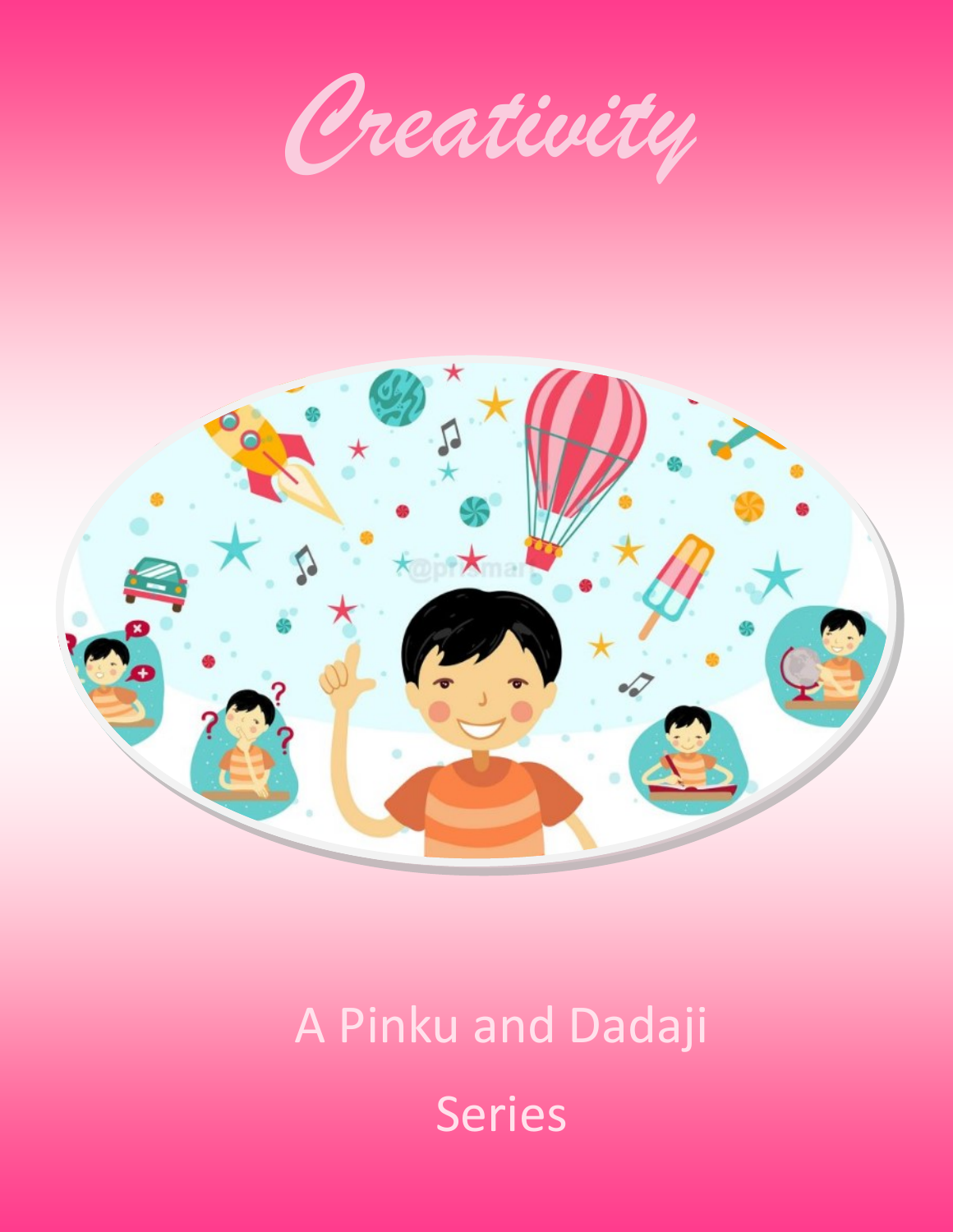# Creativity

A Pinku and Dadaji

Series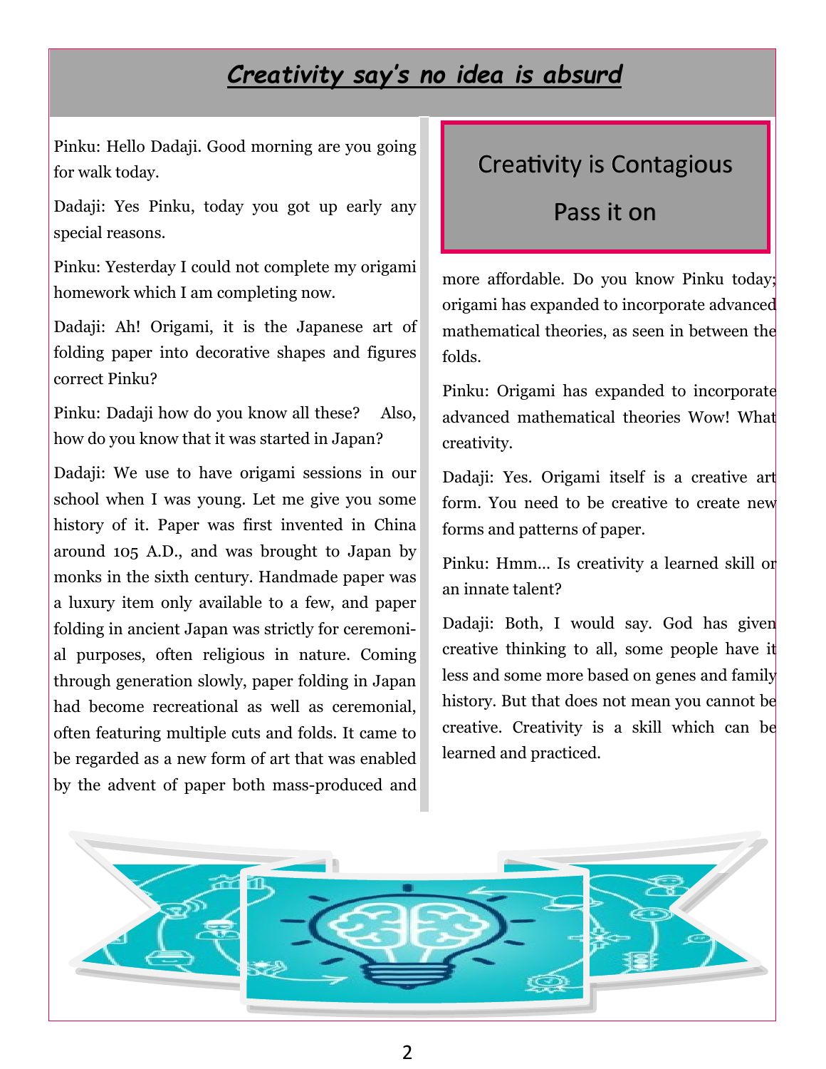# ***Creativity say's no idea is absurd***

Pinku: Hello Dadaji. Good morning are you going for walk today.

Dadaji: Yes Pinku, today you got up early any special reasons.

Pinku: Yesterday I could not complete my origami homework which I am completing now.

Dadaji: Ah! Origami, it is the Japanese art of folding paper into decorative shapes and figures correct Pinku?

Pinku: Dadaji how do you know all these? Also, how do you know that it was started in Japan?

Dadaji: We use to have origami sessions in our school when I was young. Let me give you some history of it. Paper was first invented in China around 105 A.D., and was brought to Japan by monks in the sixth century. Handmade paper was a luxury item only available to a few, and paper folding in ancient Japan was strictly for ceremonial purposes, often religious in nature. Coming through generation slowly, paper folding in Japan had become recreational as well as ceremonial, often featuring multiple cuts and folds. It came to be regarded as a new form of art that was enabled by the advent of paper both mass-produced and more affordable. Do you know Pinku today; origami has expanded to incorporate advanced mathematical theories, as seen in between the folds.

Pinku: Origami has expanded to incorporate advanced mathematical theories Wow! What creativity.

Dadaji: Yes. Origami itself is a creative art form. You need to be creative to create new forms and patterns of paper.

Pinku: Hmm… Is creativity a learned skill or an innate talent?

Dadaji: Both, I would say. God has given creative thinking to all, some people have it less and some more based on genes and family history. But that does not mean you cannot be creative. Creativity is a skill which can be learned and practiced.

**Creativity is Contagious**

**Pass it on**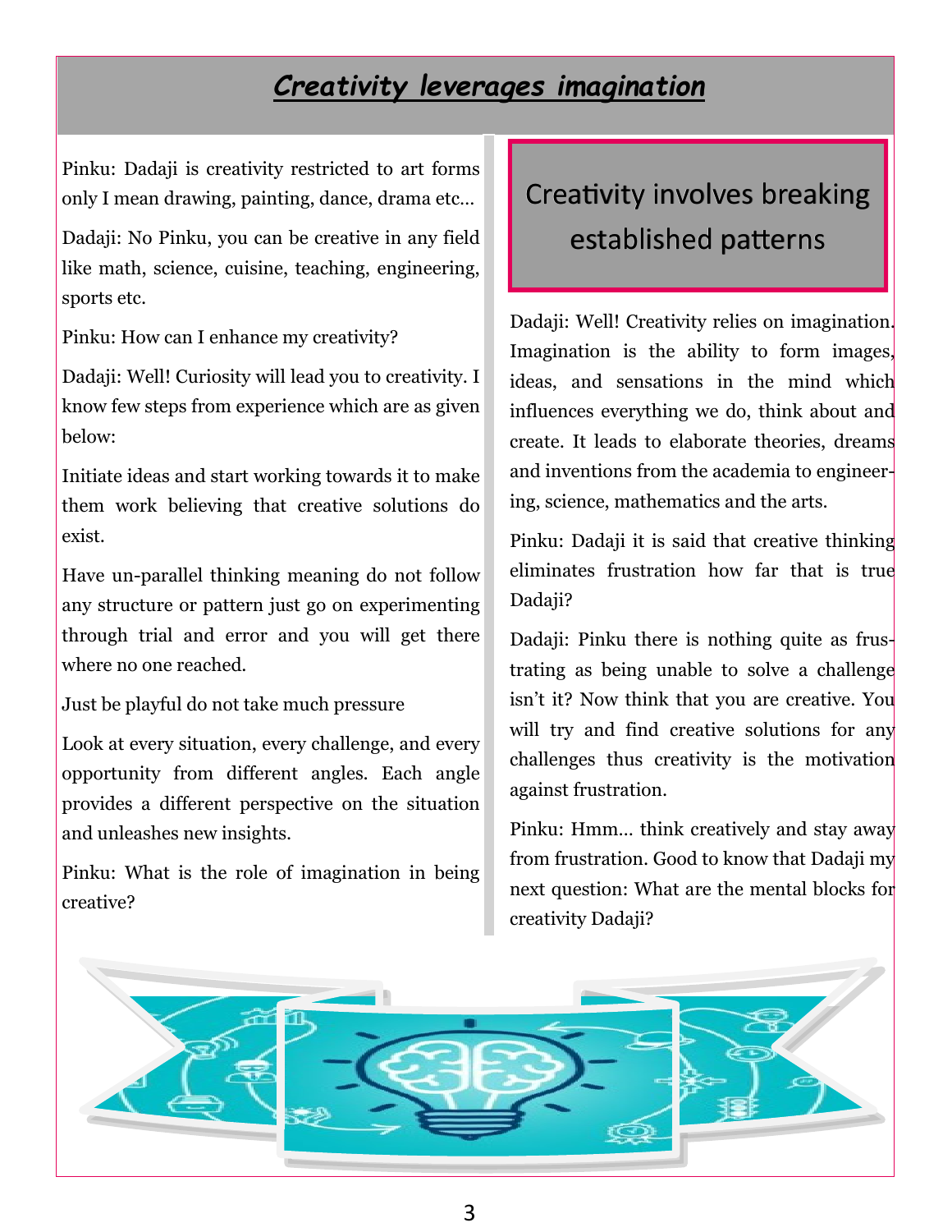# ***Creativity leverages imagination***

Pinku: Dadaji is creativity restricted to art forms only I mean drawing, painting, dance, drama etc…

Dadaji: No Pinku, you can be creative in any field like math, science, cuisine, teaching, engineering, sports etc.

Pinku: How can I enhance my creativity?

Dadaji: Well! Curiosity will lead you to creativity. I know few steps from experience which are as given below:

Initiate ideas and start working towards it to make them work believing that creative solutions do exist.

Have un-parallel thinking meaning do not follow any structure or pattern just go on experimenting through trial and error and you will get there where no one reached.

Just be playful do not take much pressure

Look at every situation, every challenge, and every opportunity from different angles. Each angle provides a different perspective on the situation and unleashes new insights.

Pinku: What is the role of imagination in being creative?

## Creativity involves breaking established patterns

Dadaji: Well! Creativity relies on imagination. Imagination is the ability to form images, ideas, and sensations in the mind which influences everything we do, think about and create. It leads to elaborate theories, dreams and inventions from the academia to engineering, science, mathematics and the arts.

Pinku: Dadaji it is said that creative thinking eliminates frustration how far that is true Dadaji?

Dadaji: Pinku there is nothing quite as frustrating as being unable to solve a challenge isn't it? Now think that you are creative. You will try and find creative solutions for any challenges thus creativity is the motivation against frustration.

Pinku: Hmm… think creatively and stay away from frustration. Good to know that Dadaji my next question: What are the mental blocks for creativity Dadaji?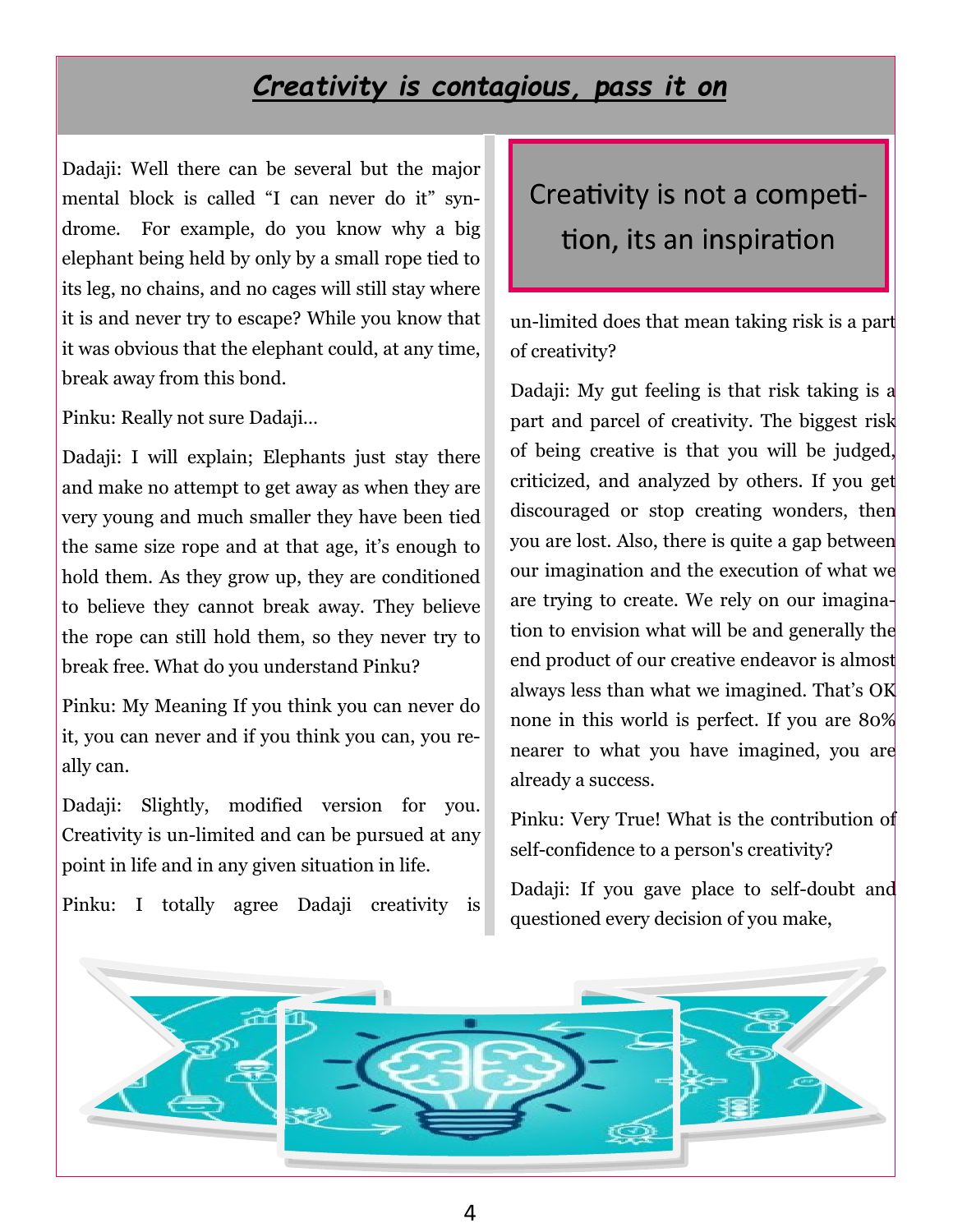# ***Creativity is contagious, pass it on***

Dadaji: Well there can be several but the major mental block is called "I can never do it" syndrome. For example, do you know why a big elephant being held by only by a small rope tied to its leg, no chains, and no cages will still stay where it is and never try to escape? While you know that it was obvious that the elephant could, at any time, break away from this bond.

Pinku: Really not sure Dadaji…

Dadaji: I will explain; Elephants just stay there and make no attempt to get away as when they are very young and much smaller they have been tied the same size rope and at that age, it's enough to hold them. As they grow up, they are conditioned to believe they cannot break away. They believe the rope can still hold them, so they never try to break free. What do you understand Pinku?

Pinku: My Meaning If you think you can never do it, you can never and if you think you can, you really can.

Dadaji: Slightly, modified version for you. Creativity is un-limited and can be pursued at any point in life and in any given situation in life.

Pinku: I totally agree Dadaji creativity is un-limited does that mean taking risk is a part of creativity?

> Creativity is not a competition, its an inspiration

Dadaji: My gut feeling is that risk taking is a part and parcel of creativity. The biggest risk of being creative is that you will be judged, criticized, and analyzed by others. If you get discouraged or stop creating wonders, then you are lost. Also, there is quite a gap between our imagination and the execution of what we are trying to create. We rely on our imagination to envision what will be and generally the end product of our creative endeavor is almost always less than what we imagined. That's OK none in this world is perfect. If you are 80% nearer to what you have imagined, you are already a success.

Pinku: Very True! What is the contribution of self-confidence to a person's creativity?

Dadaji: If you gave place to self-doubt and questioned every decision of you make,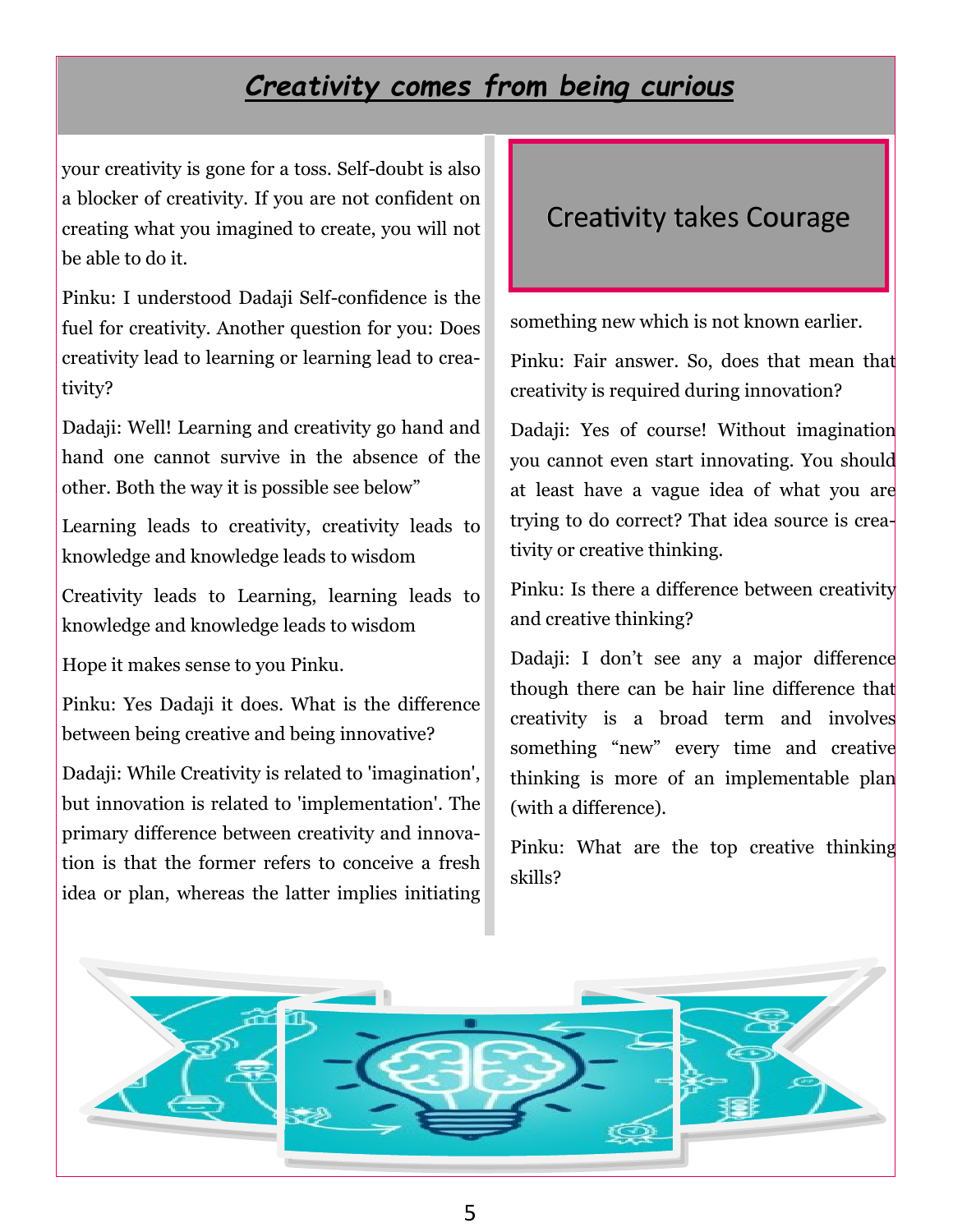# *Creativity comes from being curious*

your creativity is gone for a toss. Self-doubt is also a blocker of creativity. If you are not confident on creating what you imagined to create, you will not be able to do it.

Pinku: I understood Dadaji Self-confidence is the fuel for creativity. Another question for you: Does creativity lead to learning or learning lead to creativity?

Dadaji: Well! Learning and creativity go hand and hand one cannot survive in the absence of the other. Both the way it is possible see below"

Learning leads to creativity, creativity leads to knowledge and knowledge leads to wisdom

Creativity leads to Learning, learning leads to knowledge and knowledge leads to wisdom

Hope it makes sense to you Pinku.

Pinku: Yes Dadaji it does. What is the difference between being creative and being innovative?

Dadaji: While Creativity is related to 'imagination', but innovation is related to 'implementation'. The primary difference between creativity and innovation is that the former refers to conceive a fresh idea or plan, whereas the latter implies initiating something new which is not known earlier.

## Creativity takes Courage

Pinku: Fair answer. So, does that mean that creativity is required during innovation?

Dadaji: Yes of course! Without imagination you cannot even start innovating. You should at least have a vague idea of what you are trying to do correct? That idea source is creativity or creative thinking.

Pinku: Is there a difference between creativity and creative thinking?

Dadaji: I don't see any a major difference though there can be hair line difference that creativity is a broad term and involves something "new" every time and creative thinking is more of an implementable plan (with a difference).

Pinku: What are the top creative thinking skills?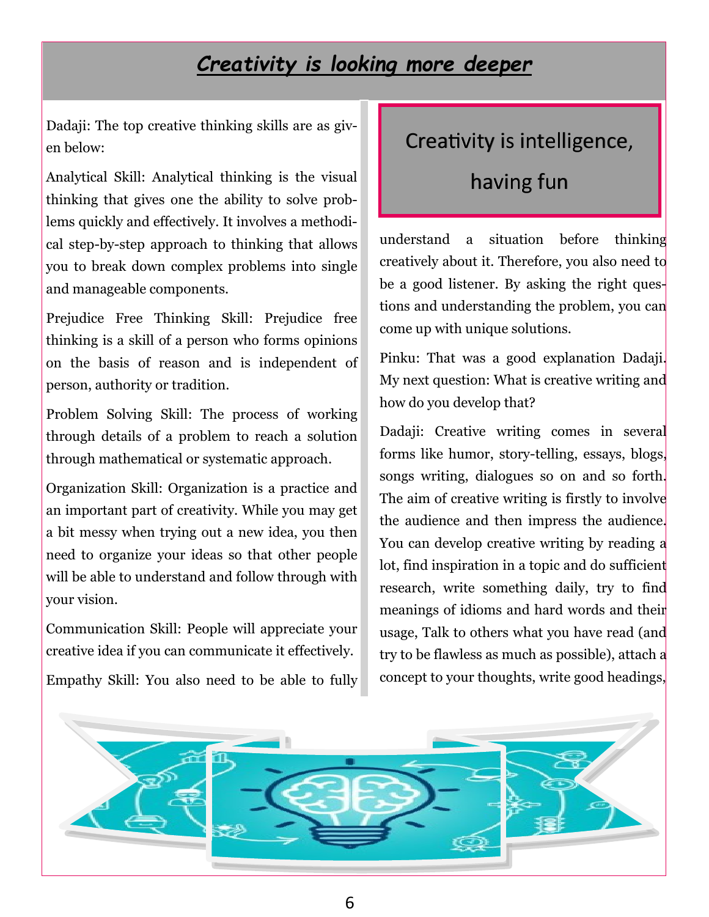# ***Creativity is looking more deeper***

Dadaji: The top creative thinking skills are as given below:

Analytical Skill: Analytical thinking is the visual thinking that gives one the ability to solve problems quickly and effectively. It involves a methodical step-by-step approach to thinking that allows you to break down complex problems into single and manageable components.

Prejudice Free Thinking Skill: Prejudice free thinking is a skill of a person who forms opinions on the basis of reason and is independent of person, authority or tradition.

Problem Solving Skill: The process of working through details of a problem to reach a solution through mathematical or systematic approach.

Organization Skill: Organization is a practice and an important part of creativity. While you may get a bit messy when trying out a new idea, you then need to organize your ideas so that other people will be able to understand and follow through with your vision.

Communication Skill: People will appreciate your creative idea if you can communicate it effectively.

Empathy Skill: You also need to be able to fully understand a situation before thinking creatively about it. Therefore, you also need to be a good listener. By asking the right questions and understanding the problem, you can come up with unique solutions.

> Creativity is intelligence, having fun

Pinku: That was a good explanation Dadaji. My next question: What is creative writing and how do you develop that?

Dadaji: Creative writing comes in several forms like humor, story-telling, essays, blogs, songs writing, dialogues so on and so forth. The aim of creative writing is firstly to involve the audience and then impress the audience. You can develop creative writing by reading a lot, find inspiration in a topic and do sufficient research, write something daily, try to find meanings of idioms and hard words and their usage, Talk to others what you have read (and try to be flawless as much as possible), attach a concept to your thoughts, write good headings,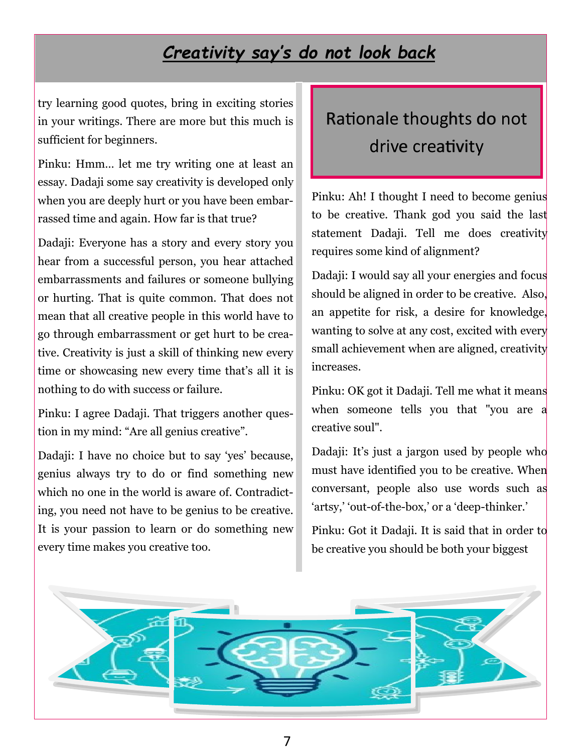# *Creativity say's do not look back*

try learning good quotes, bring in exciting stories in your writings. There are more but this much is sufficient for beginners.

Pinku: Hmm... let me try writing one at least an essay. Dadaji some say creativity is developed only when you are deeply hurt or you have been embarrassed time and again. How far is that true?

Dadaji: Everyone has a story and every story you hear from a successful person, you hear attached embarrassments and failures or someone bullying or hurting. That is quite common. That does not mean that all creative people in this world have to go through embarrassment or get hurt to be creative. Creativity is just a skill of thinking new every time or showcasing new every time that's all it is nothing to do with success or failure.

Pinku: I agree Dadaji. That triggers another question in my mind: "Are all genius creative".

Dadaji: I have no choice but to say 'yes' because, genius always try to do or find something new which no one in the world is aware of. Contradicting, you need not have to be genius to be creative. It is your passion to learn or do something new every time makes you creative too.

## Rationale thoughts do not drive creativity

Pinku: Ah! I thought I need to become genius to be creative. Thank god you said the last statement Dadaji. Tell me does creativity requires some kind of alignment?

Dadaji: I would say all your energies and focus should be aligned in order to be creative. Also, an appetite for risk, a desire for knowledge, wanting to solve at any cost, excited with every small achievement when are aligned, creativity increases.

Pinku: OK got it Dadaji. Tell me what it means when someone tells you that "you are a creative soul".

Dadaji: It's just a jargon used by people who must have identified you to be creative. When conversant, people also use words such as 'artsy,' 'out-of-the-box,' or a 'deep-thinker.'

Pinku: Got it Dadaji. It is said that in order to be creative you should be both your biggest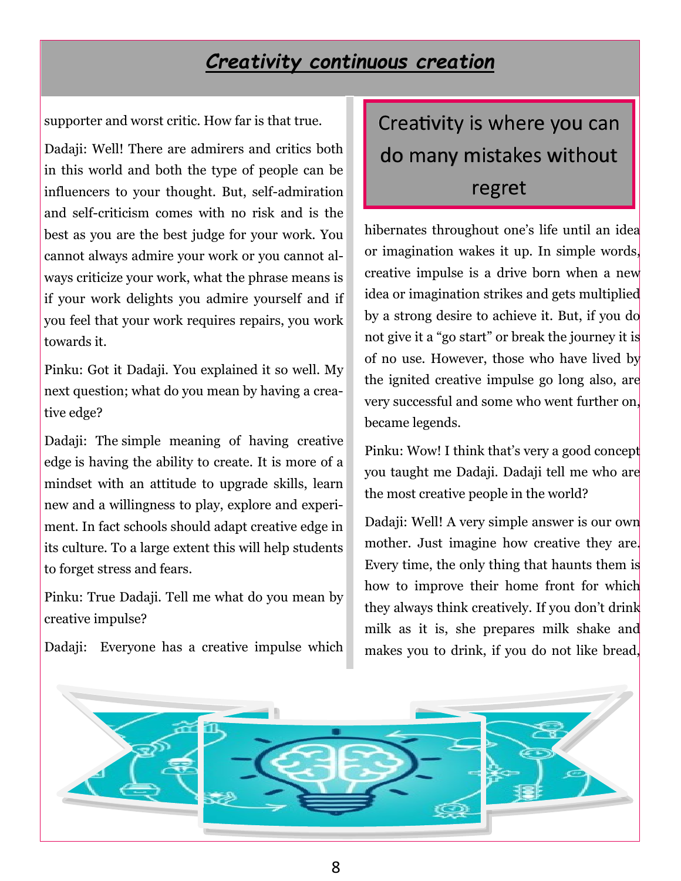## *Creativity continuous creation*

supporter and worst critic. How far is that true.

Dadaji: Well! There are admirers and critics both in this world and both the type of people can be influencers to your thought. But, self-admiration and self-criticism comes with no risk and is the best as you are the best judge for your work. You cannot always admire your work or you cannot always criticize your work, what the phrase means is if your work delights you admire yourself and if you feel that your work requires repairs, you work towards it.

Pinku: Got it Dadaji. You explained it so well. My next question; what do you mean by having a creative edge?

Dadaji: The simple meaning of having creative edge is having the ability to create. It is more of a mindset with an attitude to upgrade skills, learn new and a willingness to play, explore and experiment. In fact schools should adapt creative edge in its culture. To a large extent this will help students to forget stress and fears.

Pinku: True Dadaji. Tell me what do you mean by creative impulse?

Dadaji: Everyone has a creative impulse which hibernates throughout one's life until an idea or imagination wakes it up. In simple words, creative impulse is a drive born when a new idea or imagination strikes and gets multiplied by a strong desire to achieve it. But, if you do not give it a "go start" or break the journey it is of no use. However, those who have lived by the ignited creative impulse go long also, are very successful and some who went further on, became legends.

> Creativity is where you can do many mistakes without regret

Pinku: Wow! I think that's very a good concept you taught me Dadaji. Dadaji tell me who are the most creative people in the world?

Dadaji: Well! A very simple answer is our own mother. Just imagine how creative they are. Every time, the only thing that haunts them is how to improve their home front for which they always think creatively. If you don't drink milk as it is, she prepares milk shake and makes you to drink, if you do not like bread,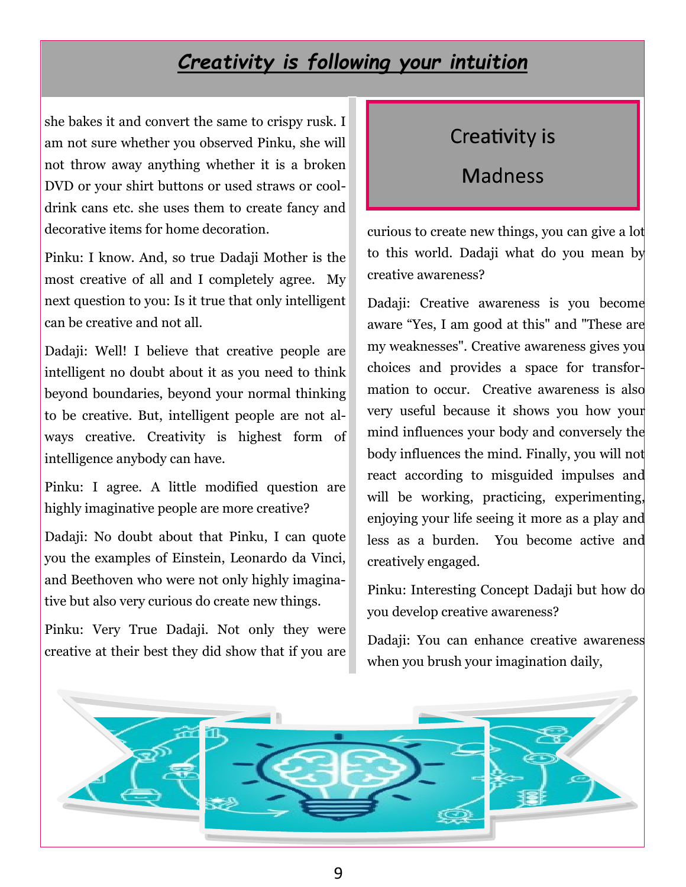## ***Creativity is following your intuition***

she bakes it and convert the same to crispy rusk. I am not sure whether you observed Pinku, she will not throw away anything whether it is a broken DVD or your shirt buttons or used straws or cool-drink cans etc. she uses them to create fancy and decorative items for home decoration.

Pinku: I know. And, so true Dadaji Mother is the most creative of all and I completely agree. My next question to you: Is it true that only intelligent can be creative and not all.

Dadaji: Well! I believe that creative people are intelligent no doubt about it as you need to think beyond boundaries, beyond your normal thinking to be creative. But, intelligent people are not always creative. Creativity is highest form of intelligence anybody can have.

Pinku: I agree. A little modified question are highly imaginative people are more creative?

Dadaji: No doubt about that Pinku, I can quote you the examples of Einstein, Leonardo da Vinci, and Beethoven who were not only highly imaginative but also very curious do create new things.

Pinku: Very True Dadaji. Not only they were creative at their best they did show that if you are curious to create new things, you can give a lot to this world. Dadaji what do you mean by creative awareness?

> Creativity is Madness

Dadaji: Creative awareness is you become aware "Yes, I am good at this" and "These are my weaknesses". Creative awareness gives you choices and provides a space for transformation to occur. Creative awareness is also very useful because it shows you how your mind influences your body and conversely the body influences the mind. Finally, you will not react according to misguided impulses and will be working, practicing, experimenting, enjoying your life seeing it more as a play and less as a burden. You become active and creatively engaged.

Pinku: Interesting Concept Dadaji but how do you develop creative awareness?

Dadaji: You can enhance creative awareness when you brush your imagination daily,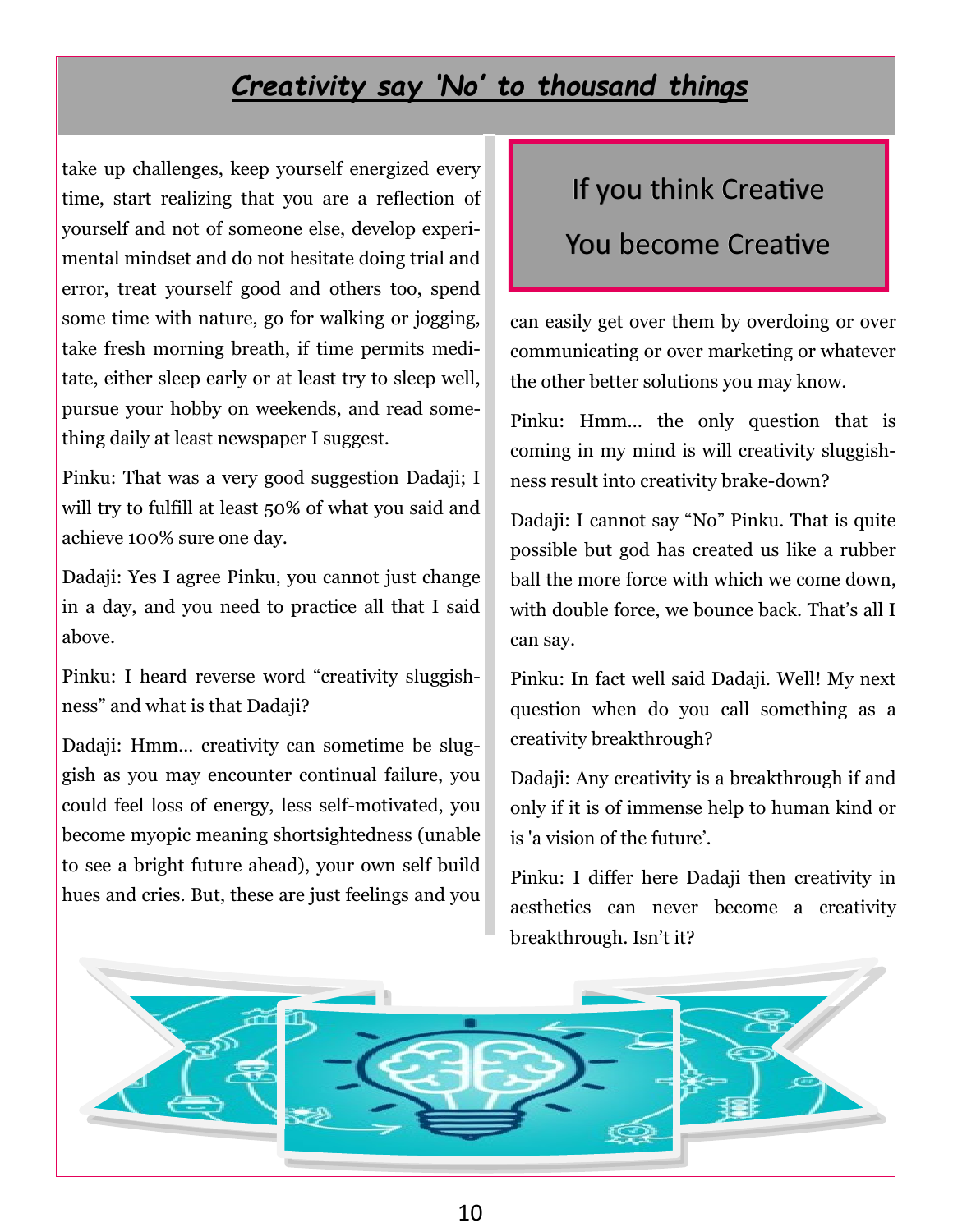# *Creativity say 'No' to thousand things*

take up challenges, keep yourself energized every time, start realizing that you are a reflection of yourself and not of someone else, develop experimental mindset and do not hesitate doing trial and error, treat yourself good and others too, spend some time with nature, go for walking or jogging, take fresh morning breath, if time permits meditate, either sleep early or at least try to sleep well, pursue your hobby on weekends, and read something daily at least newspaper I suggest.

Pinku: That was a very good suggestion Dadaji; I will try to fulfill at least 50% of what you said and achieve 100% sure one day.

Dadaji: Yes I agree Pinku, you cannot just change in a day, and you need to practice all that I said above.

Pinku: I heard reverse word "creativity sluggishness" and what is that Dadaji?

Dadaji: Hmm… creativity can sometime be sluggish as you may encounter continual failure, you could feel loss of energy, less self-motivated, you become myopic meaning shortsightedness (unable to see a bright future ahead), your own self build hues and cries. But, these are just feelings and you can easily get over them by overdoing or over communicating or over marketing or whatever the other better solutions you may know.

> If you think Creative
>
> You become Creative

Pinku: Hmm… the only question that is coming in my mind is will creativity sluggishness result into creativity brake-down?

Dadaji: I cannot say "No" Pinku. That is quite possible but god has created us like a rubber ball the more force with which we come down, with double force, we bounce back. That's all I can say.

Pinku: In fact well said Dadaji. Well! My next question when do you call something as a creativity breakthrough?

Dadaji: Any creativity is a breakthrough if and only if it is of immense help to human kind or is 'a vision of the future'.

Pinku: I differ here Dadaji then creativity in aesthetics can never become a creativity breakthrough. Isn't it?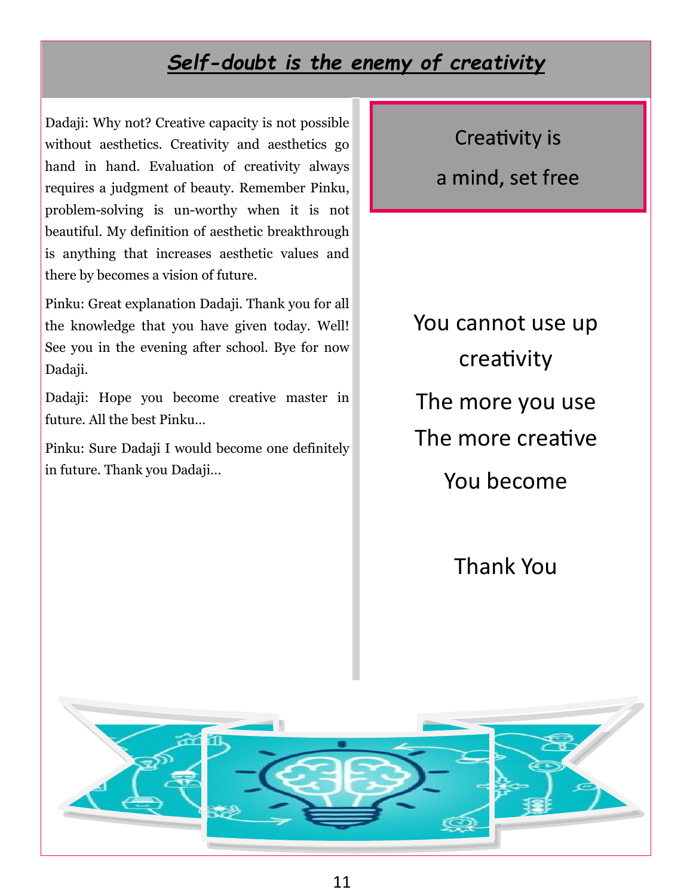# ***Self-doubt is the enemy of creativity***

Dadaji: Why not? Creative capacity is not possible without aesthetics. Creativity and aesthetics go hand in hand. Evaluation of creativity always requires a judgment of beauty. Remember Pinku, problem-solving is un-worthy when it is not beautiful. My definition of aesthetic breakthrough is anything that increases aesthetic values and there by becomes a vision of future.

Pinku: Great explanation Dadaji. Thank you for all the knowledge that you have given today. Well! See you in the evening after school. Bye for now Dadaji.

Dadaji: Hope you become creative master in future. All the best Pinku...

Pinku: Sure Dadaji I would become one definitely in future. Thank you Dadaji...

Creativity is

a mind, set free

You cannot use up creativity

The more you use

The more creative

You become

Thank You